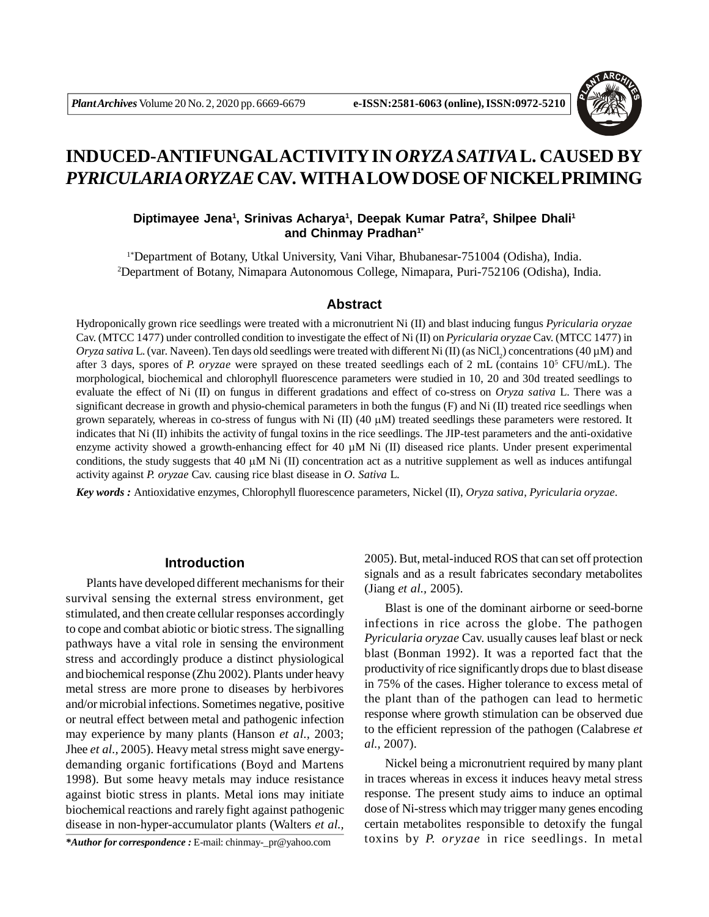# INDUCED-ANTIFUNGAL ACTIVITY IN *ORYZA SATIVA* L. CAUSED BY *PYRICULARIA ORYZAE* CAV. WITH A LOW DOSE OF NICKEL PRIMING

**Diptimayee Jena[1], Srinivas Acharya[1], Deepak Kumar Patra[2], Shilpee Dhali[1] and Chinmay Pradhan[1*]**

[1*]Department of Botany, Utkal University, Vani Vihar, Bhubanesar-751004 (Odisha), India.
[2]Department of Botany, Nimapara Autonomous College, Nimapara, Puri-752106 (Odisha), India.

## Abstract

Hydroponically grown rice seedlings were treated with a micronutrient Ni (II) and blast inducing fungus *Pyricularia oryzae* Cav. (MTCC 1477) under controlled condition to investigate the effect of Ni (II) on *Pyricularia oryzae* Cav. (MTCC 1477) in *Oryza sativa* L. (var. Naveen). Ten days old seedlings were treated with different Ni (II) (as $NiCl_2$) concentrations (40 µM) and after 3 days, spores of *P. oryzae* were sprayed on these treated seedlings each of 2 mL (contains $10^5$ CFU/mL). The morphological, biochemical and chlorophyll fluorescence parameters were studied in 10, 20 and 30d treated seedlings to evaluate the effect of Ni (II) on fungus in different gradations and effect of co-stress on *Oryza sativa* L. There was a significant decrease in growth and physio-chemical parameters in both the fungus (F) and Ni (II) treated rice seedlings when grown separately, whereas in co-stress of fungus with Ni (II) (40 µM) treated seedlings these parameters were restored. It indicates that Ni (II) inhibits the activity of fungal toxins in the rice seedlings. The JIP-test parameters and the anti-oxidative enzyme activity showed a growth-enhancing effect for 40 µM Ni (II) diseased rice plants. Under present experimental conditions, the study suggests that 40 µM Ni (II) concentration act as a nutritive supplement as well as induces antifungal activity against *P. oryzae* Cav. causing rice blast disease in *O. Sativa* L.

***Key words :*** Antioxidative enzymes, Chlorophyll fluorescence parameters, Nickel (II), *Oryza sativa*, *Pyricularia oryzae*.

## Introduction

Plants have developed different mechanisms for their survival sensing the external stress environment, get stimulated, and then create cellular responses accordingly to cope and combat abiotic or biotic stress. The signalling pathways have a vital role in sensing the environment stress and accordingly produce a distinct physiological and biochemical response (Zhu 2002). Plants under heavy metal stress are more prone to diseases by herbivores and/or microbial infections. Sometimes negative, positive or neutral effect between metal and pathogenic infection may experience by many plants (Hanson *et al.,* 2003; Jhee *et al.,* 2005). Heavy metal stress might save energy-demanding organic fortifications (Boyd and Martens 1998). But some heavy metals may induce resistance against biotic stress in plants. Metal ions may initiate biochemical reactions and rarely fight against pathogenic disease in non-hyper-accumulator plants (Walters *et al.,* 2005). But, metal-induced ROS that can set off protection signals and as a result fabricates secondary metabolites (Jiang *et al.,* 2005).

Blast is one of the dominant airborne or seed-borne infections in rice across the globe. The pathogen *Pyricularia oryzae* Cav. usually causes leaf blast or neck blast (Bonman 1992). It was a reported fact that the productivity of rice significantly drops due to blast disease in 75% of the cases. Higher tolerance to excess metal of the plant than of the pathogen can lead to hermetic response where growth stimulation can be observed due to the efficient repression of the pathogen (Calabrese *et al.,* 2007).

Nickel being a micronutrient required by many plant in traces whereas in excess it induces heavy metal stress response. The present study aims to induce an optimal dose of Ni-stress which may trigger many genes encoding certain metabolites responsible to detoxify the fungal toxins by *P. oryzae* in rice seedlings. In metal

****Author for correspondence :*** E-mail: chinmay-_pr@yahoo.com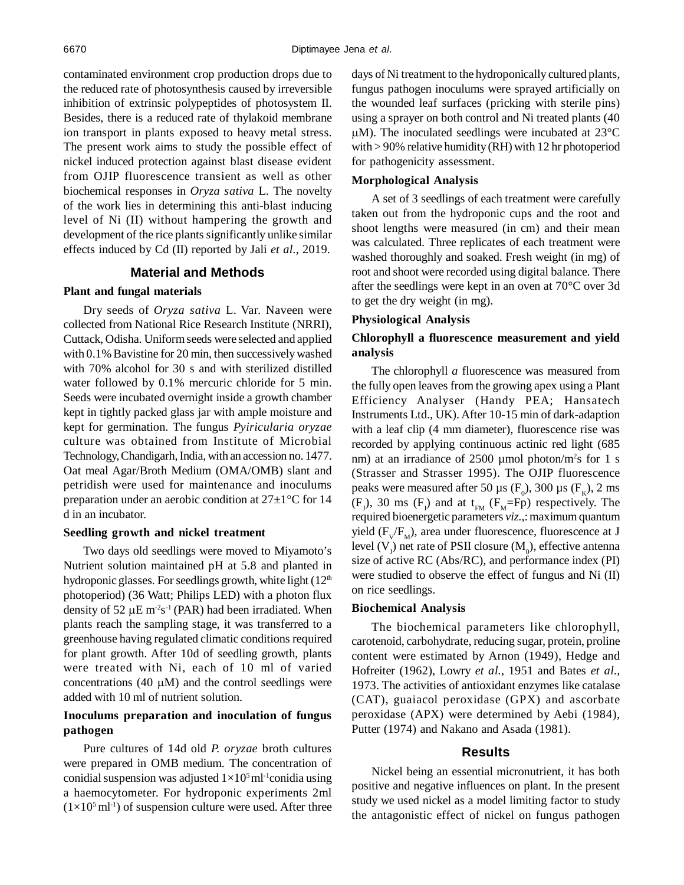contaminated environment crop production drops due to the reduced rate of photosynthesis caused by irreversible inhibition of extrinsic polypeptides of photosystem II. Besides, there is a reduced rate of thylakoid membrane ion transport in plants exposed to heavy metal stress. The present work aims to study the possible effect of nickel induced protection against blast disease evident from OJIP fluorescence transient as well as other biochemical responses in *Oryza sativa* L. The novelty of the work lies in determining this anti-blast inducing level of Ni (II) without hampering the growth and development of the rice plants significantly unlike similar effects induced by Cd (II) reported by Jali *et al.*, 2019.

## Material and Methods

### Plant and fungal materials

Dry seeds of *Oryza sativa* L. Var. Naveen were collected from National Rice Research Institute (NRRI), Cuttack, Odisha. Uniform seeds were selected and applied with 0.1% Bavistine for 20 min, then successively washed with 70% alcohol for 30 s and with sterilized distilled water followed by 0.1% mercuric chloride for 5 min. Seeds were incubated overnight inside a growth chamber kept in tightly packed glass jar with ample moisture and kept for germination. The fungus *Pyiricularia oryzae* culture was obtained from Institute of Microbial Technology, Chandigarh, India, with an accession no. 1477. Oat meal Agar/Broth Medium (OMA/OMB) slant and petridish were used for maintenance and inoculums preparation under an aerobic condition at 27±1°C for 14 d in an incubator.

### Seedling growth and nickel treatment

Two days old seedlings were moved to Miyamoto's Nutrient solution maintained pH at 5.8 and planted in hydroponic glasses. For seedlings growth, white light ($12^{th}$ photoperiod) (36 Watt; Philips LED) with a photon flux density of 52 $\mu E\ m^{-2}s^{-1}$ (PAR) had been irradiated. When plants reach the sampling stage, it was transferred to a greenhouse having regulated climatic conditions required for plant growth. After 10d of seedling growth, plants were treated with Ni, each of 10 ml of varied concentrations (40 $\mu$M) and the control seedlings were added with 10 ml of nutrient solution.

### Inoculums preparation and inoculation of fungus pathogen

Pure cultures of 14d old *P. oryzae* broth cultures were prepared in OMB medium. The concentration of conidial suspension was adjusted $1\times10^5\ ml^{-1}$ conidia using a haemocytometer. For hydroponic experiments 2ml ($1\times10^5\ ml^{-1}$) of suspension culture were used. After three days of Ni treatment to the hydroponically cultured plants, fungus pathogen inoculums were sprayed artificially on the wounded leaf surfaces (pricking with sterile pins) using a sprayer on both control and Ni treated plants (40 $\mu$M). The inoculated seedlings were incubated at 23°C with > 90% relative humidity (RH) with 12 hr photoperiod for pathogenicity assessment.

### Morphological Analysis

A set of 3 seedlings of each treatment were carefully taken out from the hydroponic cups and the root and shoot lengths were measured (in cm) and their mean was calculated. Three replicates of each treatment were washed thoroughly and soaked. Fresh weight (in mg) of root and shoot were recorded using digital balance. There after the seedlings were kept in an oven at 70°C over 3d to get the dry weight (in mg).

### Physiological Analysis

### Chlorophyll a fluorescence measurement and yield analysis

The chlorophyll *a* fluorescence was measured from the fully open leaves from the growing apex using a Plant Efficiency Analyser (Handy PEA; Hansatech Instruments Ltd., UK). After 10-15 min of dark-adaption with a leaf clip (4 mm diameter), fluorescence rise was recorded by applying continuous actinic red light (685 nm) at an irradiance of 2500 µmol photon/$m^2$s for 1 s (Strasser and Strasser 1995). The OJIP fluorescence peaks were measured after 50 µs ($F_0$), 300 µs ($F_K$), 2 ms ($F_J$), 30 ms ($F_I$) and at $t_{FM}$ ($F_M$=Fp) respectively. The required bioenergetic parameters *viz.,*: maximum quantum yield ($F_V/F_M$), area under fluorescence, fluorescence at J level ($V_J$) net rate of PSII closure ($M_0$), effective antenna size of active RC (Abs/RC), and performance index (PI) were studied to observe the effect of fungus and Ni (II) on rice seedlings.

### Biochemical Analysis

The biochemical parameters like chlorophyll, carotenoid, carbohydrate, reducing sugar, protein, proline content were estimated by Arnon (1949), Hedge and Hofreiter (1962), Lowry *et al.*, 1951 and Bates *et al.*, 1973. The activities of antioxidant enzymes like catalase (CAT), guaiacol peroxidase (GPX) and ascorbate peroxidase (APX) were determined by Aebi (1984), Putter (1974) and Nakano and Asada (1981).

## Results

Nickel being an essential micronutrient, it has both positive and negative influences on plant. In the present study we used nickel as a model limiting factor to study the antagonistic effect of nickel on fungus pathogen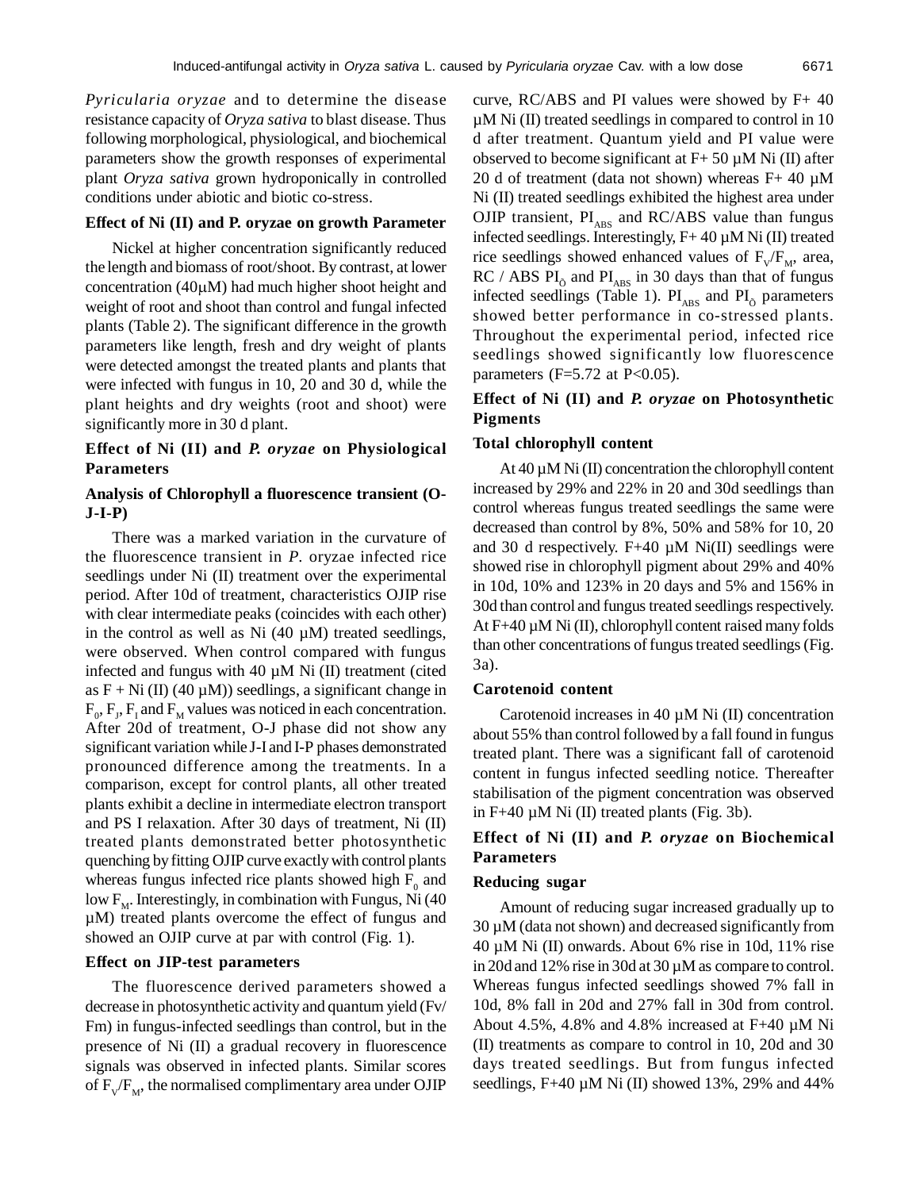*Pyricularia oryzae* and to determine the disease resistance capacity of *Oryza sativa* to blast disease. Thus following morphological, physiological, and biochemical parameters show the growth responses of experimental plant *Oryza sativa* grown hydroponically in controlled conditions under abiotic and biotic co-stress.

### Effect of Ni (II) and P. oryzae on growth Parameter

Nickel at higher concentration significantly reduced the length and biomass of root/shoot. By contrast, at lower concentration (40μM) had much higher shoot height and weight of root and shoot than control and fungal infected plants (Table 2). The significant difference in the growth parameters like length, fresh and dry weight of plants were detected amongst the treated plants and plants that were infected with fungus in 10, 20 and 30 d, while the plant heights and dry weights (root and shoot) were significantly more in 30 d plant.

### Effect of Ni (II) and *P. oryzae* on Physiological Parameters

### Analysis of Chlorophyll a fluorescence transient (O-J-I-P)

There was a marked variation in the curvature of the fluorescence transient in *P*. oryzae infected rice seedlings under Ni (II) treatment over the experimental period. After 10d of treatment, characteristics OJIP rise with clear intermediate peaks (coincides with each other) in the control as well as Ni (40 µM) treated seedlings, were observed. When control compared with fungus infected and fungus with 40 µM Ni (II) treatment (cited as F + Ni (II) (40 µM)) seedlings, a significant change in $F_0$, $F_J$, $F_I$ and $F_M$ values was noticed in each concentration. After 20d of treatment, O-J phase did not show any significant variation while J-I and I-P phases demonstrated pronounced difference among the treatments. In a comparison, except for control plants, all other treated plants exhibit a decline in intermediate electron transport and PS I relaxation. After 30 days of treatment, Ni (II) treated plants demonstrated better photosynthetic quenching by fitting OJIP curve exactly with control plants whereas fungus infected rice plants showed high $F_0$ and low $F_M$. Interestingly, in combination with Fungus, Ni (40 µM) treated plants overcome the effect of fungus and showed an OJIP curve at par with control (Fig. 1).

### Effect on JIP-test parameters

The fluorescence derived parameters showed a decrease in photosynthetic activity and quantum yield (Fv/Fm) in fungus-infected seedlings than control, but in the presence of Ni (II) a gradual recovery in fluorescence signals was observed in infected plants. Similar scores of $F_V/F_M$, the normalised complimentary area under OJIP curve, RC/ABS and PI values were showed by F+ 40 µM Ni (II) treated seedlings in compared to control in 10 d after treatment. Quantum yield and PI value were observed to become significant at F+ 50 µM Ni (II) after 20 d of treatment (data not shown) whereas F+ 40 µM Ni (II) treated seedlings exhibited the highest area under OJIP transient, $PI_{ABS}$ and RC/ABS value than fungus infected seedlings. Interestingly, F+ 40 µM Ni (II) treated rice seedlings showed enhanced values of $F_V/F_M$, area, RC / ABS $PI_{\delta}$ and $PI_{ABS}$ in 30 days than that of fungus infected seedlings (Table 1). $PI_{ABS}$ and $PI_{\delta}$ parameters showed better performance in co-stressed plants. Throughout the experimental period, infected rice seedlings showed significantly low fluorescence parameters (F=5.72 at P<0.05).

### Effect of Ni (II) and *P. oryzae* on Photosynthetic Pigments

### Total chlorophyll content

At 40 µM Ni (II) concentration the chlorophyll content increased by 29% and 22% in 20 and 30d seedlings than control whereas fungus treated seedlings the same were decreased than control by 8%, 50% and 58% for 10, 20 and 30 d respectively. F+40 µM Ni(II) seedlings were showed rise in chlorophyll pigment about 29% and 40% in 10d, 10% and 123% in 20 days and 5% and 156% in 30d than control and fungus treated seedlings respectively. At F+40 µM Ni (II), chlorophyll content raised many folds than other concentrations of fungus treated seedlings (Fig. 3a).

### Carotenoid content

Carotenoid increases in 40 µM Ni (II) concentration about 55% than control followed by a fall found in fungus treated plant. There was a significant fall of carotenoid content in fungus infected seedling notice. Thereafter stabilisation of the pigment concentration was observed in F+40 µM Ni (II) treated plants (Fig. 3b).

### Effect of Ni (II) and *P. oryzae* on Biochemical Parameters

### Reducing sugar

Amount of reducing sugar increased gradually up to 30 µM (data not shown) and decreased significantly from 40 µM Ni (II) onwards. About 6% rise in 10d, 11% rise in 20d and 12% rise in 30d at 30 µM as compare to control. Whereas fungus infected seedlings showed 7% fall in 10d, 8% fall in 20d and 27% fall in 30d from control. About 4.5%, 4.8% and 4.8% increased at F+40 µM Ni (II) treatments as compare to control in 10, 20d and 30 days treated seedlings. But from fungus infected seedlings, F+40 µM Ni (II) showed 13%, 29% and 44%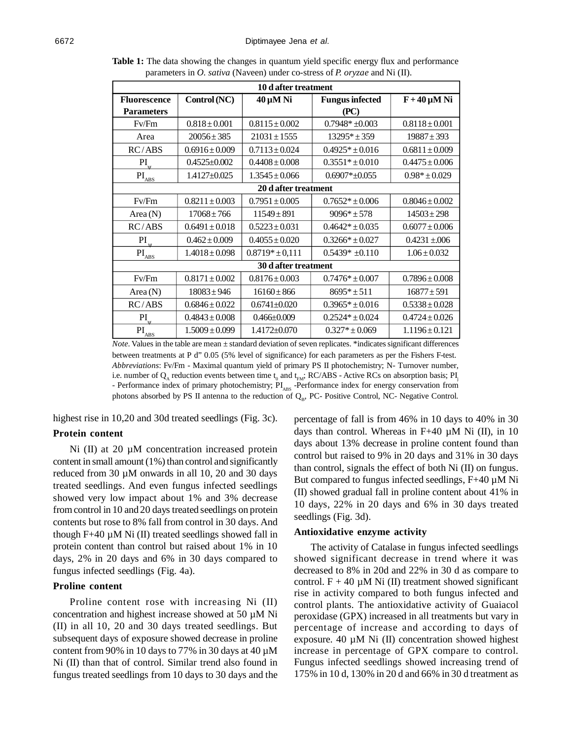**Table 1:** The data showing the changes in quantum yield specific energy flux and performance parameters in *O. sativa* (Naveen) under co-stress of *P. oryzae* and Ni (II).

| Fluorescence Parameters | Control (NC) | 40 µM Ni | Fungus infected (PC) | F + 40 µM Ni |
|---|---|---|---|---|
| **10 d after treatment** | | | | |
| Fv/Fm | 0.818 ± 0.001 | 0.8115 ± 0.002 | 0.7948* ±0.003 | 0.8118 ± 0.001 |
| Area | 20056 ± 385 | 21031 ± 1555 | 13295* ± 359 | 19887 ± 393 |
| RC / ABS | 0.6916 ± 0.009 | 0.7113 ± 0.024 | 0.4925* ± 0.016 | 0.6811 ± 0.009 |
| $PI_{\psi}$ | 0.4525±0.002 | 0.4408 ± 0.008 | 0.3551* ± 0.010 | 0.4475 ± 0.006 |
| $PI_{ABS}$ | 1.4127±0.025 | 1.3545 ± 0.066 | 0.6907*±0.055 | 0.98* ± 0.029 |
| **20 d after treatment** | | | | |
| Fv/Fm | 0.8211 ± 0.003 | 0.7951 ± 0.005 | 0.7652* ± 0.006 | 0.8046 ± 0.002 |
| Area (N) | 17068 ± 766 | 11549 ± 891 | 9096* ± 578 | 14503 ± 298 |
| RC / ABS | 0.6491 ± 0.018 | 0.5223 ± 0.031 | 0.4642* ± 0.035 | 0.6077 ± 0.006 |
| $PI_{\psi}$ | 0.462 ± 0.009 | 0.4055 ± 0.020 | 0.3266* ± 0.027 | 0.4231 ±.006 |
| $PI_{ABS}$ | 1.4018 ± 0.098 | 0.8719* ± 0,111 | 0.5439* ±0.110 | 1.06 ± 0.032 |
| **30 d after treatment** | | | | |
| Fv/Fm | 0.8171 ± 0.002 | 0.8176 ± 0.003 | 0.7476* ± 0.007 | 0.7896 ± 0.008 |
| Area (N) | 18083 ± 946 | 16160 ± 866 | 8695* ± 511 | 16877 ± 591 |
| RC / ABS | 0.6846 ± 0.022 | 0.6741±0.020 | 0.3965* ± 0.016 | 0.5338 ± 0.028 |
| $PI_{\psi}$ | 0.4843 ± 0.008 | 0.466±0.009 | 0.2524* ± 0.024 | 0.4724 ± 0.026 |
| $PI_{ABS}$ | 1.5009 ± 0.099 | 1.4172±0.070 | 0.327* ± 0.069 | 1.1196 ± 0.121 |

*Note*. Values in the table are mean ± standard deviation of seven replicates. *indicates significant differences between treatments at P d" 0.05 (5% level of significance) for each parameters as per the Fishers F-test. *Abbreviations*: Fv/Fm - Maximal quantum yield of primary PS II photochemistry; N- Turnover number, i.e. number of $Q_A$ reduction events between time $t_0$ and $t_{FM}$; RC/ABS - Active RCs on absorption basis; $PI_j$ - Performance index of primary photochemistry; $PI_{ABS}$ -Performance index for energy conservation from photons absorbed by PS II antenna to the reduction of $Q_B$, PC- Positive Control, NC- Negative Control.

highest rise in 10,20 and 30d treated seedlings (Fig. 3c).

### Protein content

Ni (II) at 20 µM concentration increased protein content in small amount (1%) than control and significantly reduced from 30 µM onwards in all 10, 20 and 30 days treated seedlings. And even fungus infected seedlings showed very low impact about 1% and 3% decrease from control in 10 and 20 days treated seedlings on protein contents but rose to 8% fall from control in 30 days. And though F+40 µM Ni (II) treated seedlings showed fall in protein content than control but raised about 1% in 10 days, 2% in 20 days and 6% in 30 days compared to fungus infected seedlings (Fig. 4a).

### Proline content

Proline content rose with increasing Ni (II) concentration and highest increase showed at 50 µM Ni (II) in all 10, 20 and 30 days treated seedlings. But subsequent days of exposure showed decrease in proline content from 90% in 10 days to 77% in 30 days at 40 µM Ni (II) than that of control. Similar trend also found in fungus treated seedlings from 10 days to 30 days and the percentage of fall is from 46% in 10 days to 40% in 30 days than control. Whereas in F+40 µM Ni (II), in 10 days about 13% decrease in proline content found than control but raised to 9% in 20 days and 31% in 30 days than control, signals the effect of both Ni (II) on fungus. But compared to fungus infected seedlings, F+40 µM Ni (II) showed gradual fall in proline content about 41% in 10 days, 22% in 20 days and 6% in 30 days treated seedlings (Fig. 3d).

### Antioxidative enzyme activity

The activity of Catalase in fungus infected seedlings showed significant decrease in trend where it was decreased to 8% in 20d and 22% in 30 d as compare to control. F + 40 µM Ni (II) treatment showed significant rise in activity compared to both fungus infected and control plants. The antioxidative activity of Guaiacol peroxidase (GPX) increased in all treatments but vary in percentage of increase and according to days of exposure. 40 µM Ni (II) concentration showed highest increase in percentage of GPX compare to control. Fungus infected seedlings showed increasing trend of 175% in 10 d, 130% in 20 d and 66% in 30 d treatment as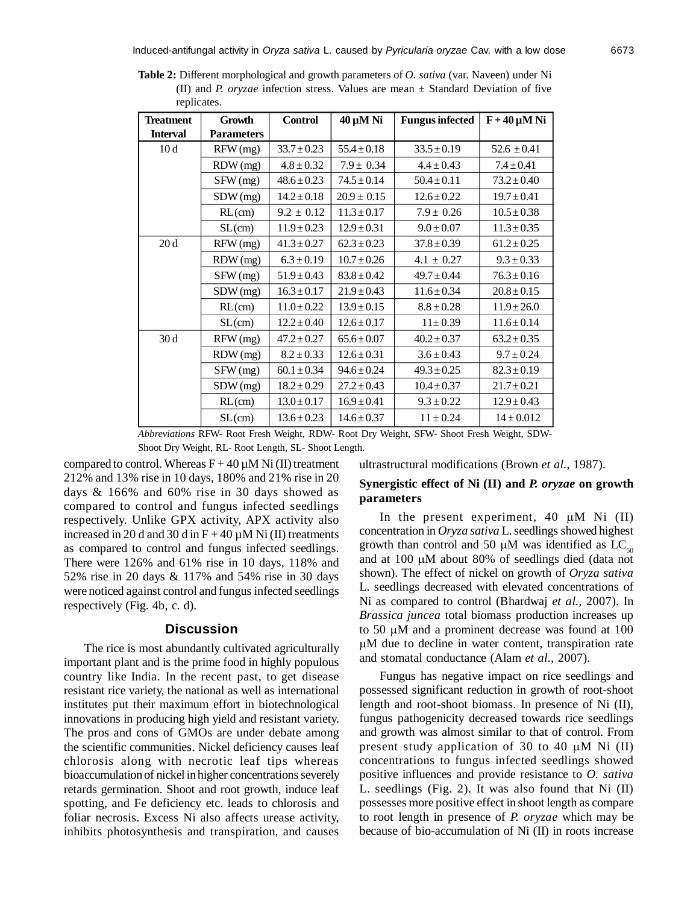**Table 2:** Different morphological and growth parameters of *O. sativa* (var. Naveen) under Ni (II) and *P. oryzae* infection stress. Values are mean ± Standard Deviation of five replicates.

| Treatment Interval | Growth Parameters | Control | 40 µM Ni | Fungus infected | F + 40 µM Ni |
|---|---|---|---|---|---|
| 10 d | RFW (mg) | 33.7 ± 0.23 | 55.4 ± 0.18 | 33.5 ± 0.19 | 52.6 ± 0.41 |
| | RDW (mg) | 4.8 ± 0.32 | 7.9 ± 0.34 | 4.4 ± 0.43 | 7.4 ± 0.41 |
| | SFW (mg) | 48.6 ± 0.23 | 74.5 ± 0.14 | 50.4 ± 0.11 | 73.2 ± 0.40 |
| | SDW (mg) | 14.2 ± 0.18 | 20.9 ± 0.15 | 12.6 ± 0.22 | 19.7 ± 0.41 |
| | RL (cm) | 9.2 ± 0.12 | 11.3 ± 0.17 | 7.9 ± 0.26 | 10.5 ± 0.38 |
| | SL (cm) | 11.9 ± 0.23 | 12.9 ± 0.31 | 9.0 ± 0.07 | 11.3 ± 0.35 |
| 20 d | RFW (mg) | 41.3 ± 0.27 | 62.3 ± 0.23 | 37.8 ± 0.39 | 61.2 ± 0.25 |
| | RDW (mg) | 6.3 ± 0.19 | 10.7 ± 0.26 | 4.1 ± 0.27 | 9.3 ± 0.33 |
| | SFW (mg) | 51.9 ± 0.43 | 83.8 ± 0.42 | 49.7 ± 0.44 | 76.3 ± 0.16 |
| | SDW (mg) | 16.3 ± 0.17 | 21.9 ± 0.43 | 11.6 ± 0.34 | 20.8 ± 0.15 |
| | RL (cm) | 11.0 ± 0.22 | 13.9 ± 0.15 | 8.8 ± 0.28 | 11.9 ± 26.0 |
| | SL (cm) | 12.2 ± 0.40 | 12.6 ± 0.17 | 11 ± 0.39 | 11.6 ± 0.14 |
| 30 d | RFW (mg) | 47.2 ± 0.27 | 65.6 ± 0.07 | 40.2 ± 0.37 | 63.2 ± 0.35 |
| | RDW (mg) | 8.2 ± 0.33 | 12.6 ± 0.31 | 3.6 ± 0.43 | 9.7 ± 0.24 |
| | SFW (mg) | 60.1 ± 0.34 | 94.6 ± 0.24 | 49.3 ± 0.25 | 82.3 ± 0.19 |
| | SDW (mg) | 18.2 ± 0.29 | 27.2 ± 0.43 | 10.4 ± 0.37 | 21.7 ± 0.21 |
| | RL (cm) | 13.0 ± 0.17 | 16.9 ± 0.41 | 9.3 ± 0.22 | 12.9 ± 0.43 |
| | SL (cm) | 13.6 ± 0.23 | 14.6 ± 0.37 | 11 ± 0.24 | 14 ± 0.012 |

*Abbreviations* RFW- Root Fresh Weight, RDW- Root Dry Weight, SFW- Shoot Fresh Weight, SDW- Shoot Dry Weight, RL- Root Length, SL- Shoot Length.

compared to control. Whereas F + 40 µM Ni (II) treatment 212% and 13% rise in 10 days, 180% and 21% rise in 20 days & 166% and 60% rise in 30 days showed as compared to control and fungus infected seedlings respectively. Unlike GPX activity, APX activity also increased in 20 d and 30 d in F + 40 µM Ni (II) treatments as compared to control and fungus infected seedlings. There were 126% and 61% rise in 10 days, 118% and 52% rise in 20 days & 117% and 54% rise in 30 days were noticed against control and fungus infected seedlings respectively (Fig. 4b, c. d).

## Discussion

The rice is most abundantly cultivated agriculturally important plant and is the prime food in highly populous country like India. In the recent past, to get disease resistant rice variety, the national as well as international institutes put their maximum effort in biotechnological innovations in producing high yield and resistant variety. The pros and cons of GMOs are under debate among the scientific communities. Nickel deficiency causes leaf chlorosis along with necrotic leaf tips whereas bioaccumulation of nickel in higher concentrations severely retards germination. Shoot and root growth, induce leaf spotting, and Fe deficiency etc. leads to chlorosis and foliar necrosis. Excess Ni also affects urease activity, inhibits photosynthesis and transpiration, and causes ultrastructural modifications (Brown *et al.*, 1987).

### Synergistic effect of Ni (II) and *P. oryzae* on growth parameters

In the present experiment, 40 µM Ni (II) concentration in *Oryza sativa* L. seedlings showed highest growth than control and 50 µM was identified as $LC_{50}$ and at 100 µM about 80% of seedlings died (data not shown). The effect of nickel on growth of *Oryza sativa* L. seedlings decreased with elevated concentrations of Ni as compared to control (Bhardwaj *et al.*, 2007). In *Brassica juncea* total biomass production increases up to 50 µM and a prominent decrease was found at 100 µM due to decline in water content, transpiration rate and stomatal conductance (Alam *et al.*, 2007).

Fungus has negative impact on rice seedlings and possessed significant reduction in growth of root-shoot length and root-shoot biomass. In presence of Ni (II), fungus pathogenicity decreased towards rice seedlings and growth was almost similar to that of control. From present study application of 30 to 40 µM Ni (II) concentrations to fungus infected seedlings showed positive influences and provide resistance to *O. sativa* L. seedlings (Fig. 2). It was also found that Ni (II) possesses more positive effect in shoot length as compare to root length in presence of *P. oryzae* which may be because of bio-accumulation of Ni (II) in roots increase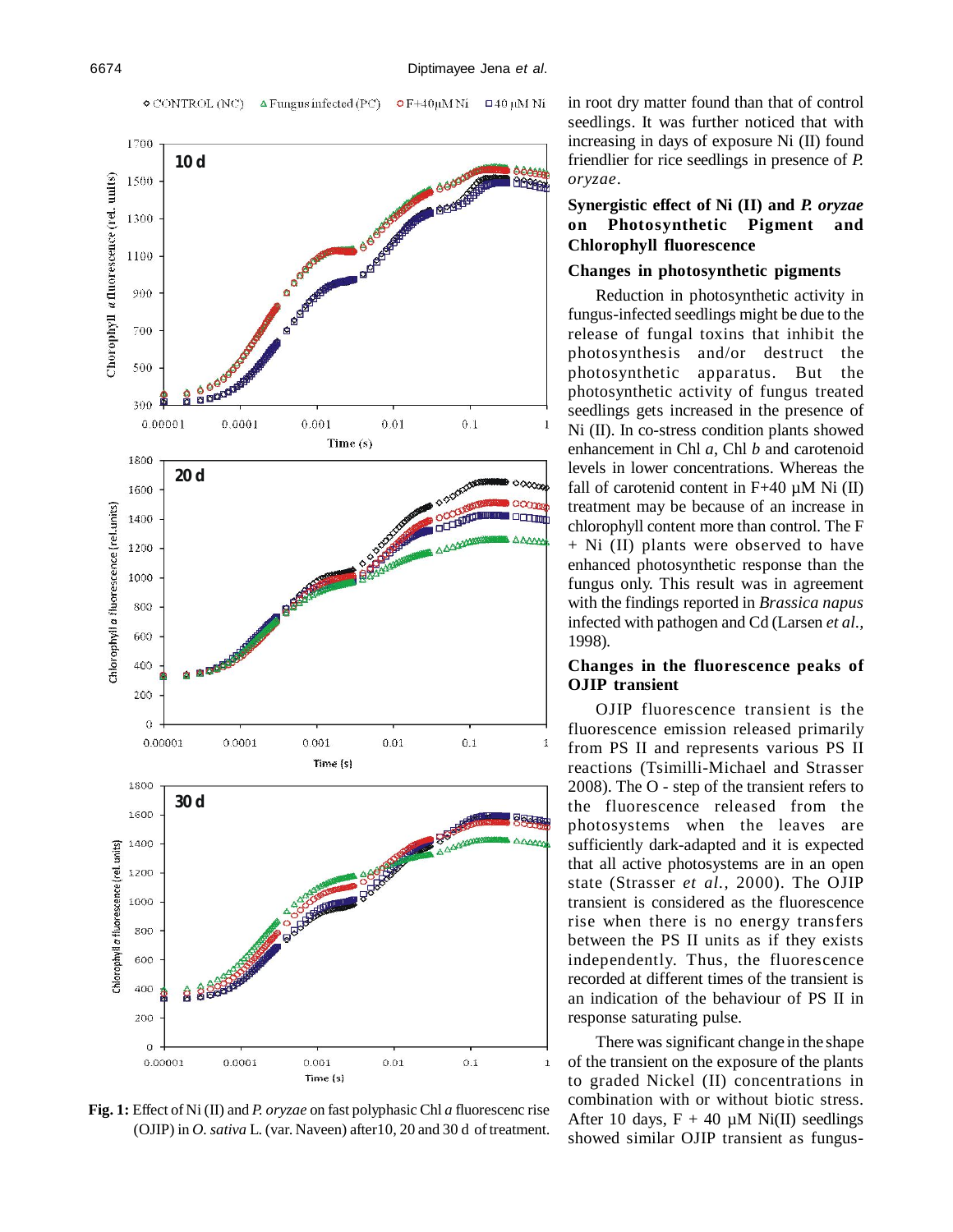**Fig. 1:** Effect of Ni (II) and *P. oryzae* on fast polyphasic Chl *a* fluorescenc rise (OJIP) in *O. sativa* L. (var. Naveen) after10, 20 and 30 d of treatment.

in root dry matter found than that of control seedlings. It was further noticed that with increasing in days of exposure Ni (II) found friendlier for rice seedlings in presence of *P. oryzae*.

## Synergistic effect of Ni (II) and *P. oryzae* on Photosynthetic Pigment and Chlorophyll fluorescence

### Changes in photosynthetic pigments

Reduction in photosynthetic activity in fungus-infected seedlings might be due to the release of fungal toxins that inhibit the photosynthesis and/or destruct the photosynthetic apparatus. But the photosynthetic activity of fungus treated seedlings gets increased in the presence of Ni (II). In co-stress condition plants showed enhancement in Chl *a*, Chl *b* and carotenoid levels in lower concentrations. Whereas the fall of carotenid content in F+40 µM Ni (II) treatment may be because of an increase in chlorophyll content more than control. The F + Ni (II) plants were observed to have enhanced photosynthetic response than the fungus only. This result was in agreement with the findings reported in *Brassica napus* infected with pathogen and Cd (Larsen *et al.*, 1998).

### Changes in the fluorescence peaks of OJIP transient

OJIP fluorescence transient is the fluorescence emission released primarily from PS II and represents various PS II reactions (Tsimilli-Michael and Strasser 2008). The O - step of the transient refers to the fluorescence released from the photosystems when the leaves are sufficiently dark-adapted and it is expected that all active photosystems are in an open state (Strasser *et al.*, 2000). The OJIP transient is considered as the fluorescence rise when there is no energy transfers between the PS II units as if they exists independently. Thus, the fluorescence recorded at different times of the transient is an indication of the behaviour of PS II in response saturating pulse.

There was significant change in the shape of the transient on the exposure of the plants to graded Nickel (II) concentrations in combination with or without biotic stress. After 10 days, F + 40 µM Ni(II) seedlings showed similar OJIP transient as fungus-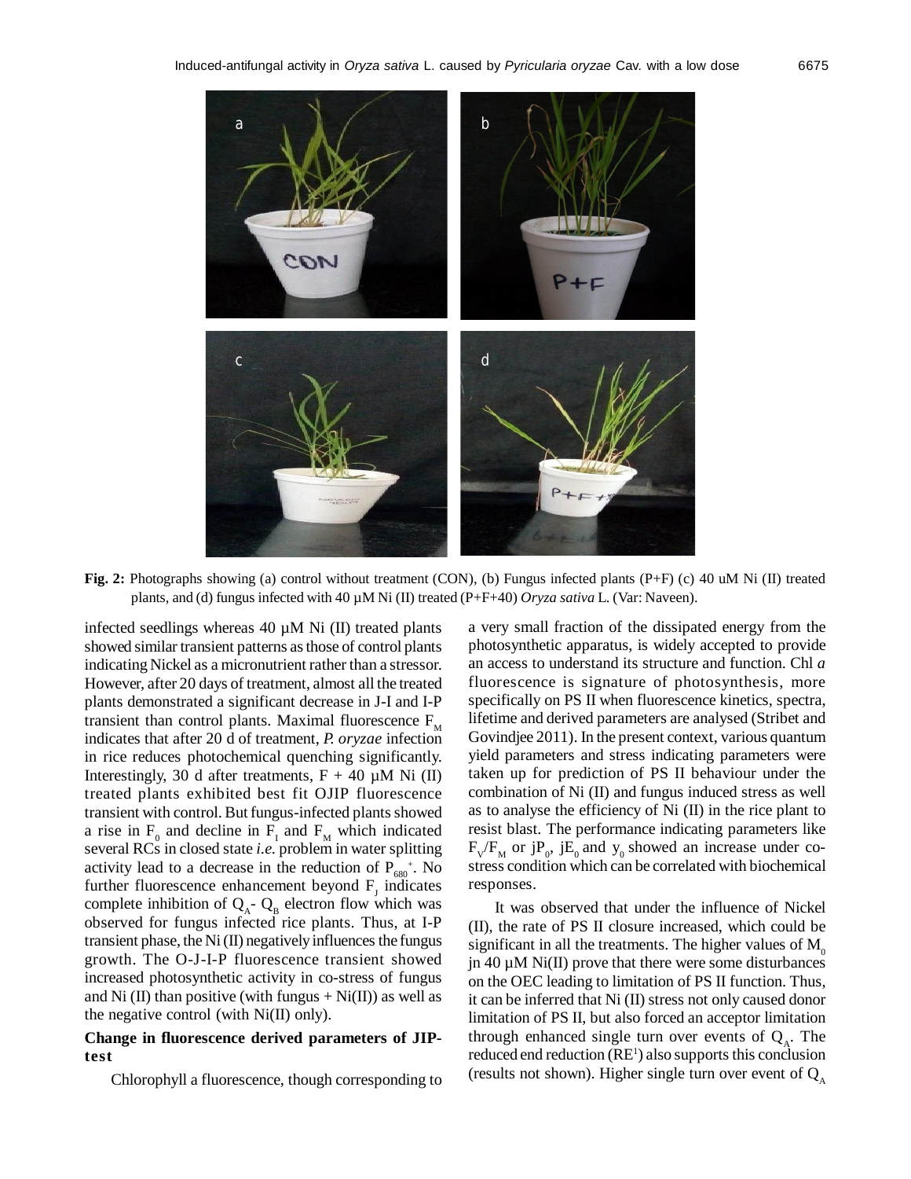**Fig. 2:** Photographs showing (a) control without treatment (CON), (b) Fungus infected plants (P+F) (c) 40 uM Ni (II) treated plants, and (d) fungus infected with 40 µM Ni (II) treated (P+F+40) *Oryza sativa* L. (Var: Naveen).

infected seedlings whereas 40 µM Ni (II) treated plants showed similar transient patterns as those of control plants indicating Nickel as a micronutrient rather than a stressor. However, after 20 days of treatment, almost all the treated plants demonstrated a significant decrease in J-I and I-P transient than control plants. Maximal fluorescence $F_M$ indicates that after 20 d of treatment, *P. oryzae* infection in rice reduces photochemical quenching significantly. Interestingly, 30 d after treatments, F + 40 µM Ni (II) treated plants exhibited best fit OJIP fluorescence transient with control. But fungus-infected plants showed a rise in $F_0$ and decline in $F_I$ and $F_M$ which indicated several RCs in closed state *i.e.* problem in water splitting activity lead to a decrease in the reduction of $P_{680}^+$. No further fluorescence enhancement beyond $F_J$ indicates complete inhibition of $Q_A$- $Q_B$ electron flow which was observed for fungus infected rice plants. Thus, at I-P transient phase, the Ni (II) negatively influences the fungus growth. The O-J-I-P fluorescence transient showed increased photosynthetic activity in co-stress of fungus and Ni (II) than positive (with fungus + Ni(II)) as well as the negative control (with Ni(II) only).

### Change in fluorescence derived parameters of JIP-test

Chlorophyll a fluorescence, though corresponding to a very small fraction of the dissipated energy from the photosynthetic apparatus, is widely accepted to provide an access to understand its structure and function. Chl *a* fluorescence is signature of photosynthesis, more specifically on PS II when fluorescence kinetics, spectra, lifetime and derived parameters are analysed (Stribet and Govindjee 2011). In the present context, various quantum yield parameters and stress indicating parameters were taken up for prediction of PS II behaviour under the combination of Ni (II) and fungus induced stress as well as to analyse the efficiency of Ni (II) in the rice plant to resist blast. The performance indicating parameters like $F_V/F_M$ or $jP_0$, $jE_0$ and $y_0$ showed an increase under co-stress condition which can be correlated with biochemical responses.

It was observed that under the influence of Nickel (II), the rate of PS II closure increased, which could be significant in all the treatments. The higher values of $M_0$ jn 40 µM Ni(II) prove that there were some disturbances on the OEC leading to limitation of PS II function. Thus, it can be inferred that Ni (II) stress not only caused donor limitation of PS II, but also forced an acceptor limitation through enhanced single turn over events of $Q_A$. The reduced end reduction ($RE^1$) also supports this conclusion (results not shown). Higher single turn over event of $Q_A$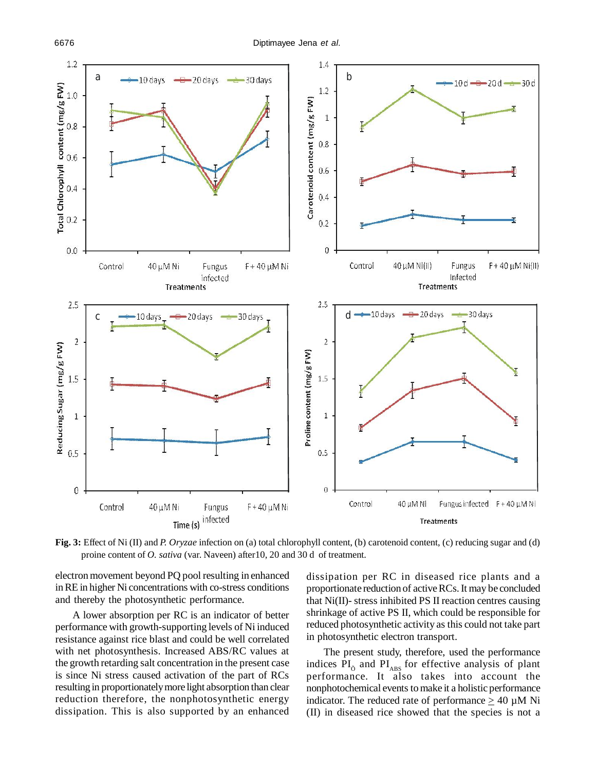**Fig. 3:** Effect of Ni (II) and *P. Oryzae* infection on (a) total chlorophyll content, (b) carotenoid content, (c) reducing sugar and (d) proine content of *O. sativa* (var. Naveen) after10, 20 and 30 d of treatment.

electron movement beyond PQ pool resulting in enhanced in RE in higher Ni concentrations with co-stress conditions and thereby the photosynthetic performance.

A lower absorption per RC is an indicator of better performance with growth-supporting levels of Ni induced resistance against rice blast and could be well correlated with net photosynthesis. Increased ABS/RC values at the growth retarding salt concentration in the present case is since Ni stress caused activation of the part of RCs resulting in proportionately more light absorption than clear reduction therefore, the nonphotosynthetic energy dissipation. This is also supported by an enhanced dissipation per RC in diseased rice plants and a proportionate reduction of active RCs. It may be concluded that Ni(II)- stress inhibited PS II reaction centres causing shrinkage of active PS II, which could be responsible for reduced photosynthetic activity as this could not take part in photosynthetic electron transport.

The present study, therefore, used the performance indices $PI_{\delta}$ and $PI_{ABS}$ for effective analysis of plant performance. It also takes into account the nonphotochemical events to make it a holistic performance indicator. The reduced rate of performance $\geq$ 40 µM Ni (II) in diseased rice showed that the species is not a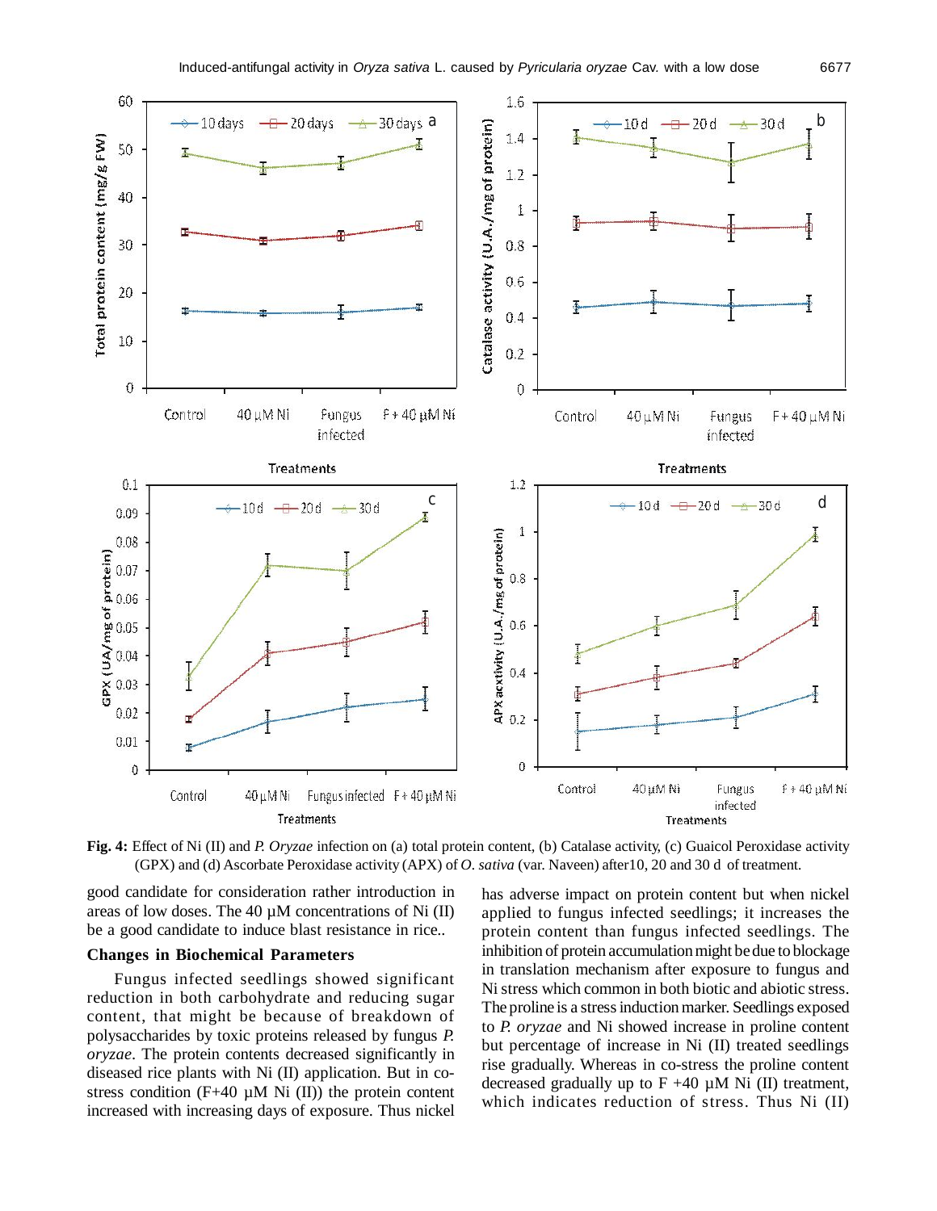**Fig. 4:** Effect of Ni (II) and *P. Oryzae* infection on (a) total protein content, (b) Catalase activity, (c) Guaicol Peroxidase activity (GPX) and (d) Ascorbate Peroxidase activity (APX) of *O. sativa* (var. Naveen) after10, 20 and 30 d of treatment.

good candidate for consideration rather introduction in areas of low doses. The 40 µM concentrations of Ni (II) be a good candidate to induce blast resistance in rice..

### Changes in Biochemical Parameters

Fungus infected seedlings showed significant reduction in both carbohydrate and reducing sugar content, that might be because of breakdown of polysaccharides by toxic proteins released by fungus *P. oryzae*. The protein contents decreased significantly in diseased rice plants with Ni (II) application. But in co-stress condition (F+40 µM Ni (II)) the protein content increased with increasing days of exposure. Thus nickel has adverse impact on protein content but when nickel applied to fungus infected seedlings; it increases the protein content than fungus infected seedlings. The inhibition of protein accumulation might be due to blockage in translation mechanism after exposure to fungus and Ni stress which common in both biotic and abiotic stress. The proline is a stress induction marker. Seedlings exposed to *P. oryzae* and Ni showed increase in proline content but percentage of increase in Ni (II) treated seedlings rise gradually. Whereas in co-stress the proline content decreased gradually up to F +40 µM Ni (II) treatment, which indicates reduction of stress. Thus Ni (II)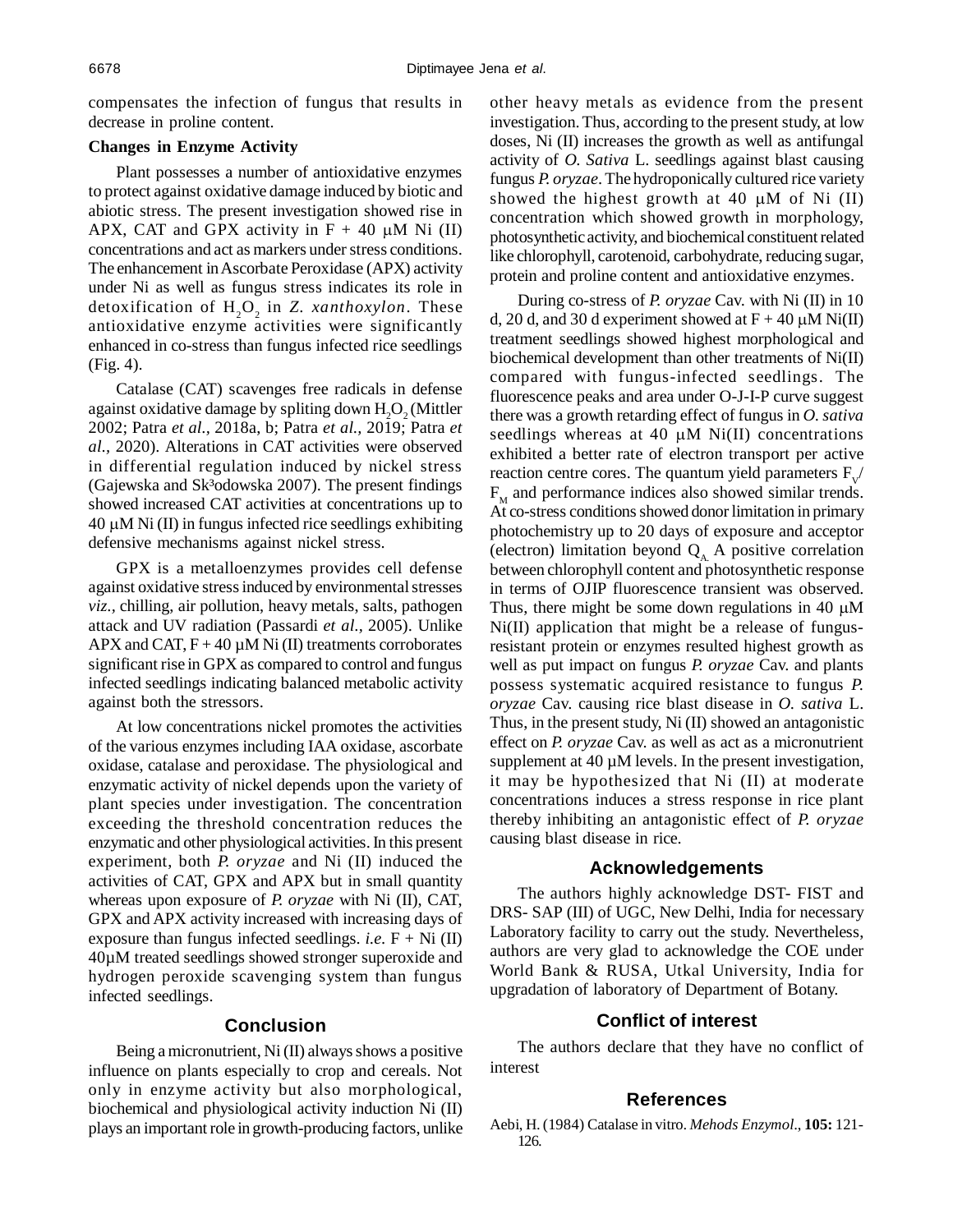compensates the infection of fungus that results in decrease in proline content.

**Changes in Enzyme Activity**

Plant possesses a number of antioxidative enzymes to protect against oxidative damage induced by biotic and abiotic stress. The present investigation showed rise in APX, CAT and GPX activity in F + 40 μM Ni (II) concentrations and act as markers under stress conditions. The enhancement in Ascorbate Peroxidase (APX) activity under Ni as well as fungus stress indicates its role in detoxification of $H_2O_2$ in *Z. xanthoxylon*. These antioxidative enzyme activities were significantly enhanced in co-stress than fungus infected rice seedlings (Fig. 4).

Catalase (CAT) scavenges free radicals in defense against oxidative damage by spliting down $H_2O_2$ (Mittler 2002; Patra *et al.,* 2018a, b; Patra *et al.,* 2019; Patra *et al.,* 2020). Alterations in CAT activities were observed in differential regulation induced by nickel stress (Gajewska and Sk³odowska 2007). The present findings showed increased CAT activities at concentrations up to 40 μM Ni (II) in fungus infected rice seedlings exhibiting defensive mechanisms against nickel stress.

GPX is a metalloenzymes provides cell defense against oxidative stress induced by environmental stresses *viz.,* chilling, air pollution, heavy metals, salts, pathogen attack and UV radiation (Passardi *et al.,* 2005). Unlike APX and CAT, F + 40 μM Ni (II) treatments corroborates significant rise in GPX as compared to control and fungus infected seedlings indicating balanced metabolic activity against both the stressors.

At low concentrations nickel promotes the activities of the various enzymes including IAA oxidase, ascorbate oxidase, catalase and peroxidase. The physiological and enzymatic activity of nickel depends upon the variety of plant species under investigation. The concentration exceeding the threshold concentration reduces the enzymatic and other physiological activities. In this present experiment, both *P. oryzae* and Ni (II) induced the activities of CAT, GPX and APX but in small quantity whereas upon exposure of *P. oryzae* with Ni (II), CAT, GPX and APX activity increased with increasing days of exposure than fungus infected seedlings. *i.e.* F + Ni (II) 40μM treated seedlings showed stronger superoxide and hydrogen peroxide scavenging system than fungus infected seedlings.

## Conclusion

Being a micronutrient, Ni (II) always shows a positive influence on plants especially to crop and cereals. Not only in enzyme activity but also morphological, biochemical and physiological activity induction Ni (II) plays an important role in growth-producing factors, unlike other heavy metals as evidence from the present investigation. Thus, according to the present study, at low doses, Ni (II) increases the growth as well as antifungal activity of *O. Sativa* L. seedlings against blast causing fungus *P. oryzae*. The hydroponically cultured rice variety showed the highest growth at 40 μM of Ni (II) concentration which showed growth in morphology, photosynthetic activity, and biochemical constituent related like chlorophyll, carotenoid, carbohydrate, reducing sugar, protein and proline content and antioxidative enzymes.

During co-stress of *P. oryzae* Cav. with Ni (II) in 10 d, 20 d, and 30 d experiment showed at F + 40 μM Ni(II) treatment seedlings showed highest morphological and biochemical development than other treatments of Ni(II) compared with fungus-infected seedlings. The fluorescence peaks and area under O-J-I-P curve suggest there was a growth retarding effect of fungus in *O. sativa* seedlings whereas at 40 μM Ni(II) concentrations exhibited a better rate of electron transport per active reaction centre cores. The quantum yield parameters $F_V/F_M$ and performance indices also showed similar trends. At co-stress conditions showed donor limitation in primary photochemistry up to 20 days of exposure and acceptor (electron) limitation beyond $Q_A$. A positive correlation between chlorophyll content and photosynthetic response in terms of OJIP fluorescence transient was observed. Thus, there might be some down regulations in 40 μM Ni(II) application that might be a release of fungus-resistant protein or enzymes resulted highest growth as well as put impact on fungus *P. oryzae* Cav. and plants possess systematic acquired resistance to fungus *P. oryzae* Cav. causing rice blast disease in *O. sativa* L. Thus, in the present study, Ni (II) showed an antagonistic effect on *P. oryzae* Cav. as well as act as a micronutrient supplement at 40 μM levels. In the present investigation, it may be hypothesized that Ni (II) at moderate concentrations induces a stress response in rice plant thereby inhibiting an antagonistic effect of *P. oryzae* causing blast disease in rice.

## Acknowledgements

The authors highly acknowledge DST- FIST and DRS- SAP (III) of UGC, New Delhi, India for necessary Laboratory facility to carry out the study. Nevertheless, authors are very glad to acknowledge the COE under World Bank & RUSA, Utkal University, India for upgradation of laboratory of Department of Botany.

## Conflict of interest

The authors declare that they have no conflict of interest

## References

Aebi, H. (1984) Catalase in vitro. *Mehods Enzymol.,* **105:** 121-126.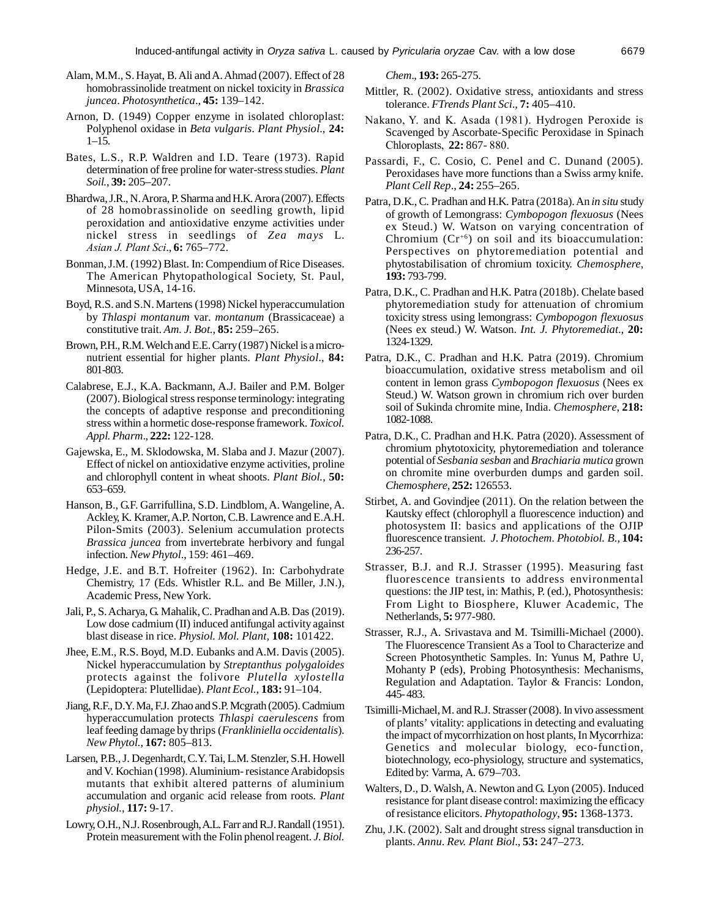Alam, M.M., S. Hayat, B. Ali and A. Ahmad (2007). Effect of 28 homobrassinolide treatment on nickel toxicity in *Brassica juncea*. *Photosynthetica*., **45:** 139–142.

Arnon, D. (1949) Copper enzyme in isolated chloroplast: Polyphenol oxidase in *Beta vulgaris*. *Plant Physiol*., **24:** 1–15.

Bates, L.S., R.P. Waldren and I.D. Teare (1973). Rapid determination of free proline for water-stress studies. *Plant Soil.*, **39:** 205–207.

Bhardwa, J.R., N. Arora, P. Sharma and H.K. Arora (2007). Effects of 28 homobrassinolide on seedling growth, lipid peroxidation and antioxidative enzyme activities under nickel stress in seedlings of *Zea mays* L. *Asian J. Plant Sci*., **6:** 765–772.

Bonman, J.M. (1992) Blast. In: Compendium of Rice Diseases. The American Phytopathological Society, St. Paul, Minnesota, USA, 14-16.

Boyd, R.S. and S.N. Martens (1998) Nickel hyperaccumulation by *Thlaspi montanum* var. *montanum* (Brassicaceae) a constitutive trait. *Am. J. Bot.*, **85:** 259–265.

Brown, P.H., R.M. Welch and E.E. Carry (1987) Nickel is a micro-nutrient essential for higher plants. *Plant Physiol*., **84:** 801-803.

Calabrese, E.J., K.A. Backmann, A.J. Bailer and P.M. Bolger (2007). Biological stress response terminology: integrating the concepts of adaptive response and preconditioning stress within a hormetic dose-response framework. *Toxicol. Appl. Pharm*., **222:** 122-128.

Gajewska, E., M. Sklodowska, M. Slaba and J. Mazur (2007). Effect of nickel on antioxidative enzyme activities, proline and chlorophyll content in wheat shoots. *Plant Biol.*, **50:** 653–659.

Hanson, B., G.F. Garrifullina, S.D. Lindblom, A. Wangeline, A. Ackley, K. Kramer, A.P. Norton, C.B. Lawrence and E.A.H. Pilon-Smits (2003). Selenium accumulation protects *Brassica juncea* from invertebrate herbivory and fungal infection. *New Phytol*., 159: 461–469.

Hedge, J.E. and B.T. Hofreiter (1962). In: Carbohydrate Chemistry, 17 (Eds. Whistler R.L. and Be Miller, J.N.), Academic Press, New York.

Jali, P., S. Acharya, G. Mahalik, C. Pradhan and A.B. Das (2019). Low dose cadmium (II) induced antifungal activity against blast disease in rice. *Physiol. Mol. Plant*, **108:** 101422.

Jhee, E.M., R.S. Boyd, M.D. Eubanks and A.M. Davis (2005). Nickel hyperaccumulation by *Streptanthus polygaloides* protects against the folivore *Plutella xylostella* (Lepidoptera: Plutellidae). *Plant Ecol*., **183:** 91–104.

Jiang, R.F., D.Y. Ma, F.J. Zhao and S.P. Mcgrath (2005). Cadmium hyperaccumulation protects *Thlaspi caerulescens* from leaf feeding damage by thrips (*Frankliniella occidentalis*). *New Phytol.*, **167:** 805–813.

Larsen, P.B., J. Degenhardt, C.Y. Tai, L.M. Stenzler, S.H. Howell and V. Kochian (1998). Aluminium- resistance Arabidopsis mutants that exhibit altered patterns of aluminium accumulation and organic acid release from roots. *Plant physiol.*, **117:** 9-17.

Lowry, O.H., N.J. Rosenbrough, A.L. Farr and R.J. Randall (1951). Protein measurement with the Folin phenol reagent. *J. Biol. Chem*., **193:** 265-275.

Mittler, R. (2002). Oxidative stress, antioxidants and stress tolerance. *FTrends Plant Sci*., **7:** 405–410.

Nakano, Y. and K. Asada (1981). Hydrogen Peroxide is Scavenged by Ascorbate-Specific Peroxidase in Spinach Chloroplasts, **22:** 867- 880.

Passardi, F., C. Cosio, C. Penel and C. Dunand (2005). Peroxidases have more functions than a Swiss army knife. *Plant Cell Rep*., **24:** 255–265.

Patra, D.K., C. Pradhan and H.K. Patra (2018a). An *in situ* study of growth of Lemongrass: *Cymbopogon flexuosus* (Nees ex Steud.) W. Watson on varying concentration of Chromium ($Cr^{+6}$) on soil and its bioaccumulation: Perspectives on phytoremediation potential and phytostabilisation of chromium toxicity. *Chemosphere*, **193:** 793-799.

Patra, D.K., C. Pradhan and H.K. Patra (2018b). Chelate based phytoremediation study for attenuation of chromium toxicity stress using lemongrass: *Cymbopogon flexuosus* (Nees ex steud.) W. Watson. *Int. J. Phytoremediat*., **20:** 1324-1329.

Patra, D.K., C. Pradhan and H.K. Patra (2019). Chromium bioaccumulation, oxidative stress metabolism and oil content in lemon grass *Cymbopogon flexuosus* (Nees ex Steud.) W. Watson grown in chromium rich over burden soil of Sukinda chromite mine, India. *Chemosphere*, **218:** 1082-1088.

Patra, D.K., C. Pradhan and H.K. Patra (2020). Assessment of chromium phytotoxicity, phytoremediation and tolerance potential of *Sesbania sesban* and *Brachiaria mutica* grown on chromite mine overburden dumps and garden soil. *Chemosphere*, **252:** 126553.

Stirbet, A. and Govindjee (2011). On the relation between the Kautsky effect (chlorophyll a fluorescence induction) and photosystem II: basics and applications of the OJIP fluorescence transient. *J. Photochem. Photobiol. B.*, **104:** 236-257.

Strasser, B.J. and R.J. Strasser (1995). Measuring fast fluorescence transients to address environmental questions: the JIP test, in: Mathis, P. (ed.), Photosynthesis: From Light to Biosphere, Kluwer Academic, The Netherlands, **5:** 977-980.

Strasser, R.J., A. Srivastava and M. Tsimilli-Michael (2000). The Fluorescence Transient As a Tool to Characterize and Screen Photosynthetic Samples. In: Yunus M, Pathre U, Mohanty P (eds), Probing Photosynthesis: Mechanisms, Regulation and Adaptation. Taylor & Francis: London, 445- 483.

Tsimilli-Michael, M. and R.J. Strasser (2008). In vivo assessment of plants' vitality: applications in detecting and evaluating the impact of mycorrhization on host plants, In Mycorrhiza: Genetics and molecular biology, eco-function, biotechnology, eco-physiology, structure and systematics, Edited by: Varma, A. 679–703.

Walters, D., D. Walsh, A. Newton and G. Lyon (2005). Induced resistance for plant disease control: maximizing the efficacy of resistance elicitors. *Phytopathology*, **95:** 1368-1373.

Zhu, J.K. (2002). Salt and drought stress signal transduction in plants. *Annu. Rev. Plant Biol*., **53:** 247–273.